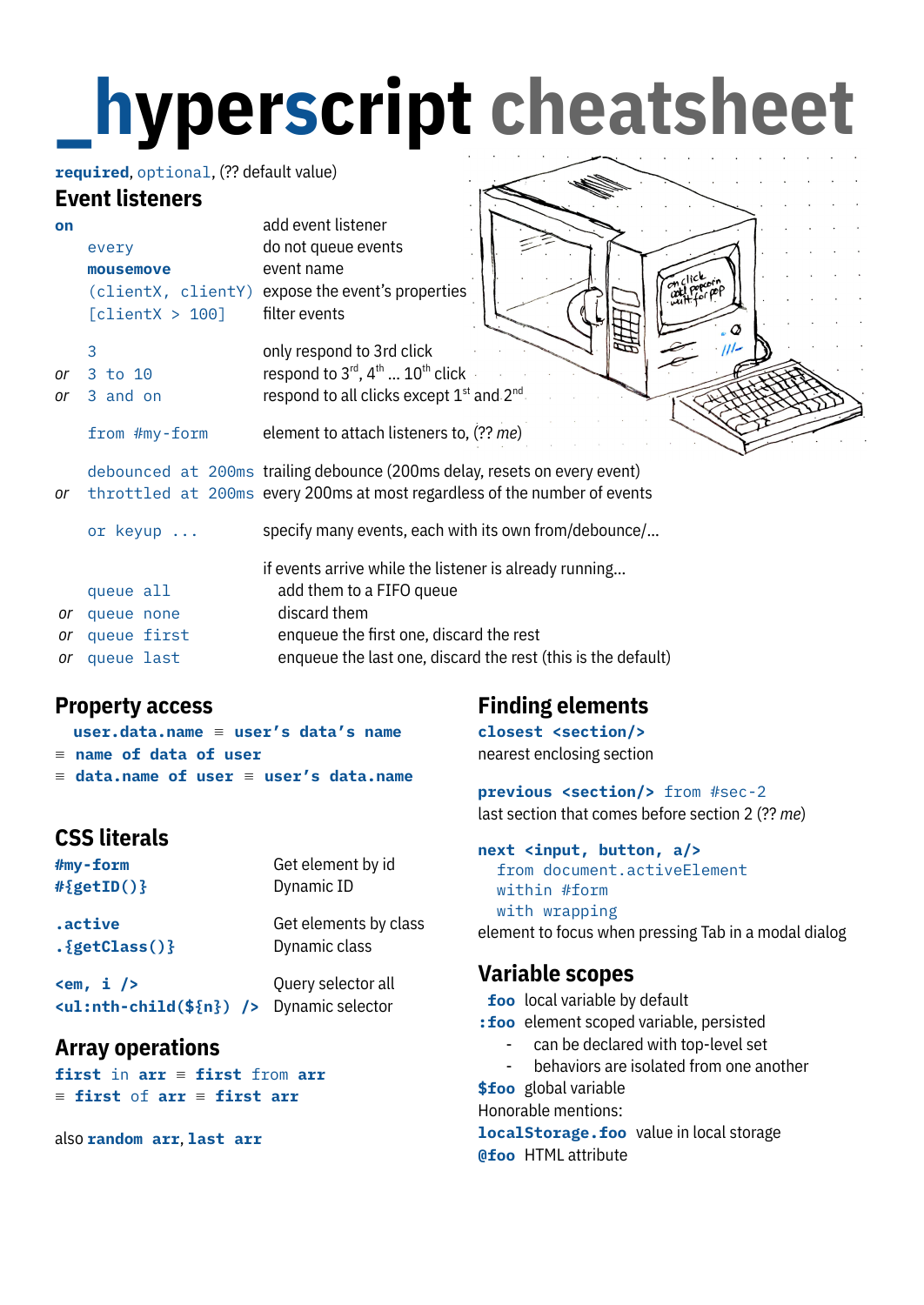# _hyperscript cheatsheet

**required**, optional, (?? default value)

## Event listeners

| | |
|---|---|
| **on** | add event listener |
| every | do not queue events |
| **mousemove** | event name |
| (clientX, clientY) | expose the event's properties |
| [clientX > 100] | filter events |
| 3 | only respond to 3rd click |
| *or* 3 to 10 | respond to 3rd, 4th ... 10th click |
| *or* 3 and on | respond to all clicks except 1st and 2nd |
| from #my-form | element to attach listeners to, (?? *me*) |
| debounced at 200ms | trailing debounce (200ms delay, resets on every event) |
| *or* throttled at 200ms | every 200ms at most regardless of the number of events |
| or keyup ... | specify many events, each with its own from/debounce/... |
| | if events arrive while the listener is already running... |
| queue all | add them to a FIFO queue |
| *or* queue none | discard them |
| *or* queue first | enqueue the first one, discard the rest |
| *or* queue last | enqueue the last one, discard the rest (this is the default) |

## Property access

**user.data.name** ≡ **user's data's name**
≡ **name of data of user**
≡ **data.name of user** ≡ **user's data.name**

## CSS literals

| | |
|---|---|
| **#my-form** | Get element by id |
| **#{getID()}** | Dynamic ID |
| **.active** | Get elements by class |
| **.{getClass()}** | Dynamic class |
| **<em, i />** | Query selector all |
| **<ul:nth-child(${n}) />** | Dynamic selector |

## Array operations

**first** in **arr** ≡ **first** from **arr**
≡ **first** of **arr** ≡ **first arr**

also **random arr**, **last arr**

## Finding elements

**closest <section/>**
nearest enclosing section

**previous <section/>** from #sec-2
last section that comes before section 2 (?? *me*)

**next <input, button, a/>**
from document.activeElement
within #form
with wrapping
element to focus when pressing Tab in a modal dialog

## Variable scopes

**foo** local variable by default
**:foo** element scoped variable, persisted
- can be declared with top-level set
- behaviors are isolated from one another

**$foo** global variable
Honorable mentions:
**localStorage.foo** value in local storage
**@foo** HTML attribute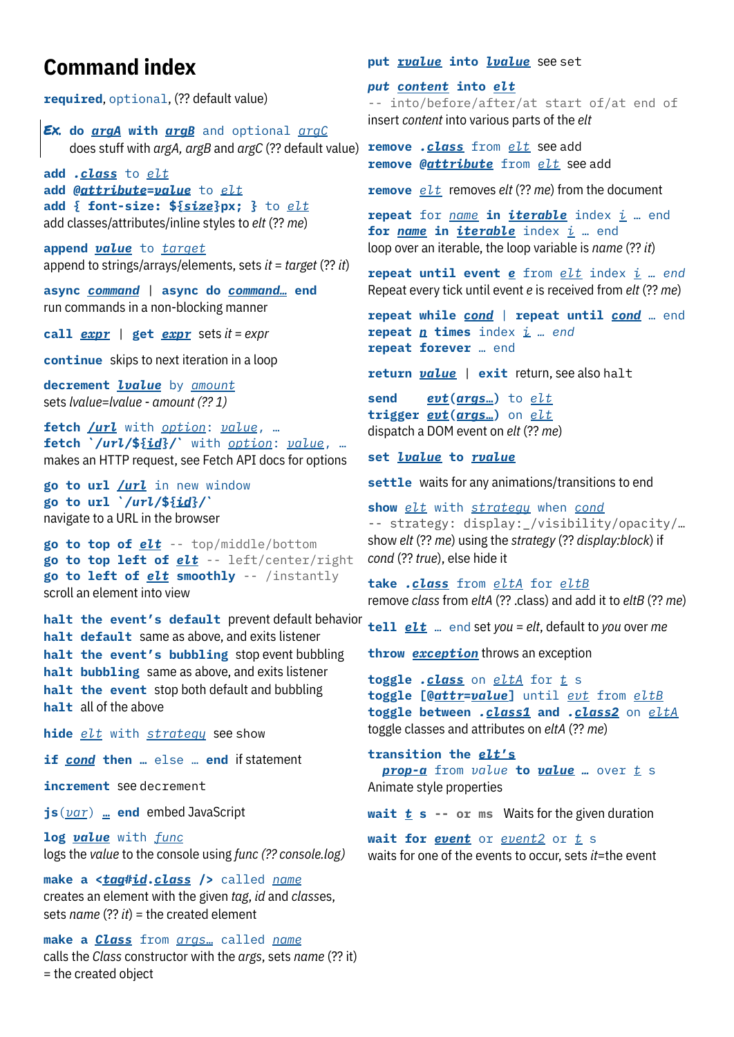# Command index

**required**, optional, (?? default value)

*Ex.* **do** ***argA*** **with** ***argB*** and optional *argC*
does stuff with *argA*, *argB* and *argC* (?? default value)

**add** ***.class*** to *elt*
**add** ***@attribute=value*** to *elt*
**add { font-size: ${*size*}px; }** to *elt*
add classes/attributes/inline styles to *elt* (?? *me*)

**append** ***value*** to *target*
append to strings/arrays/elements, sets *it* = *target* (?? *it*)

**async** ***command*** | **async do** ***command…*** **end**
run commands in a non-blocking manner

**call** ***expr*** | **get** ***expr*** sets *it* = *expr*

**continue** skips to next iteration in a loop

**decrement** ***lvalue*** by *amount*
sets *lvalue=lvalue - amount (?? 1)*

**fetch** ***/url*** with *option*: *value*, …
**fetch `/url/${*id*}/`** with *option*: *value*, …
makes an HTTP request, see Fetch API docs for options

**go to url** ***/url*** in new window
**go to url `/url/${*id*}/`**
navigate to a URL in the browser

**go to top of** ***elt*** -- top/middle/bottom
**go to top left of** ***elt*** -- left/center/right
**go to left of** ***elt*** **smoothly** -- /instantly
scroll an element into view

**halt the event's default** prevent default behavior
**halt default** same as above, and exits listener
**halt the event's bubbling** stop event bubbling
**halt bubbling** same as above, and exits listener
**halt the event** stop both default and bubbling
**halt** all of the above

**hide** *elt* with *strategy* see show

**if** ***cond*** **then** … else … **end** if statement

**increment** see decrement

**js**(*var*) … **end** embed JavaScript

**log** ***value*** with *func*
logs the *value* to the console using *func (?? console.log)*

**make a <*tag#id.class*** **/>** called *name*
creates an element with the given *tag*, *id* and *classes*, sets *name* (?? *it*) = the created element

**make a** ***Class*** from *args…* called *name*
calls the *Class* constructor with the *args*, sets *name* (?? it) = the created object

**put** ***rvalue*** **into** ***lvalue*** see set

***put*** ***content*** **into** ***elt***
-- into/before/after/at start of/at end of
insert *content* into various parts of the *elt*

**remove** ***.class*** from *elt* see add
**remove** ***@attribute*** from *elt* see add

**remove** *elt* removes *elt* (?? *me*) from the document

**repeat** for *name* **in** ***iterable*** index *i* … end
**for** ***name*** **in** ***iterable*** index *i* … end
loop over an iterable, the loop variable is *name* (?? *it*)

**repeat until event** ***e*** from *elt* index *i* … *end*
Repeat every tick until event *e* is received from *elt* (?? *me*)

**repeat while** ***cond*** | **repeat until** ***cond*** … end
**repeat** ***n*** **times** index *i* … *end*
**repeat forever** … end

**return** ***value*** | **exit** return, see also halt

**send** ***evt*(*args…*)** to *elt*
**trigger** ***evt*(*args…*)** on *elt*
dispatch a DOM event on *elt* (?? *me*)

**set** ***lvalue*** **to** ***rvalue***

**settle** waits for any animations/transitions to end

**show** *elt* with *strategy* when *cond*
-- strategy: display:_/visibility/opacity/…
show *elt* (?? *me*) using the *strategy* (?? *display:block*) if *cond* (?? *true*), else hide it

**take** ***.class*** from *eltA* for *eltB*
remove *class* from *eltA* (?? .class) and add it to *eltB* (?? *me*)

**tell** ***elt*** … end set *you* = *elt*, default to *you* over *me*

**throw** ***exception*** throws an exception

**toggle** ***.class*** on *eltA* for *t* s
**toggle [*@attr=value*]** until *evt* from *eltB*
**toggle between** ***.class1*** **and** ***.class2*** on *eltA*
toggle classes and attributes on *eltA* (?? *me*)

**transition the** ***elt's***
***prop-a*** from *value* **to** ***value*** … over *t* s
Animate style properties

**wait** ***t*** **s -- or ms** Waits for the given duration

**wait for** ***event*** or *event2* or *t* s
waits for one of the events to occur, sets *it*=the event